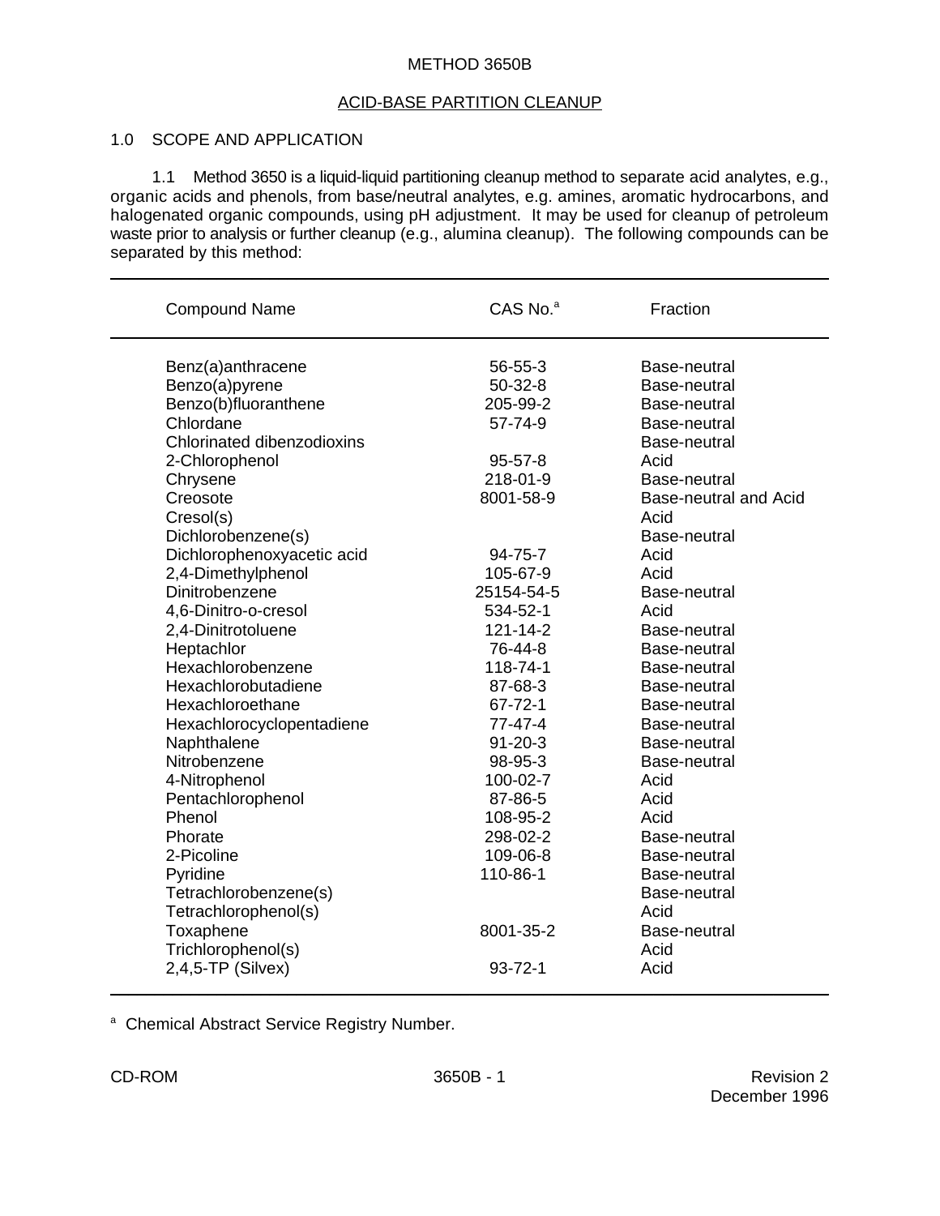# METHOD 3650B

## ACID-BASE PARTITION CLEANUP

### 1.0 SCOPE AND APPLICATION

1.1 Method 3650 is a liquid-liquid partitioning cleanup method to separate acid analytes, e.g., organic acids and phenols, from base/neutral analytes, e.g. amines, aromatic hydrocarbons, and halogenated organic compounds, using pH adjustment. It may be used for cleanup of petroleum waste prior to analysis or further cleanup (e.g., alumina cleanup). The following compounds can be separated by this method:

| Compound Name | CAS No.[a] | Fraction |
|---|---|---|
| Benz(a)anthracene | 56-55-3 | Base-neutral |
| Benzo(a)pyrene | 50-32-8 | Base-neutral |
| Benzo(b)fluoranthene | 205-99-2 | Base-neutral |
| Chlordane | 57-74-9 | Base-neutral |
| Chlorinated dibenzodioxins | | Base-neutral |
| 2-Chlorophenol | 95-57-8 | Acid |
| Chrysene | 218-01-9 | Base-neutral |
| Creosote | 8001-58-9 | Base-neutral and Acid |
| Cresol(s) | | Acid |
| Dichlorobenzene(s) | | Base-neutral |
| Dichlorophenoxyacetic acid | 94-75-7 | Acid |
| 2,4-Dimethylphenol | 105-67-9 | Acid |
| Dinitrobenzene | 25154-54-5 | Base-neutral |
| 4,6-Dinitro-o-cresol | 534-52-1 | Acid |
| 2,4-Dinitrotoluene | 121-14-2 | Base-neutral |
| Heptachlor | 76-44-8 | Base-neutral |
| Hexachlorobenzene | 118-74-1 | Base-neutral |
| Hexachlorobutadiene | 87-68-3 | Base-neutral |
| Hexachloroethane | 67-72-1 | Base-neutral |
| Hexachlorocyclopentadiene | 77-47-4 | Base-neutral |
| Naphthalene | 91-20-3 | Base-neutral |
| Nitrobenzene | 98-95-3 | Base-neutral |
| 4-Nitrophenol | 100-02-7 | Acid |
| Pentachlorophenol | 87-86-5 | Acid |
| Phenol | 108-95-2 | Acid |
| Phorate | 298-02-2 | Base-neutral |
| 2-Picoline | 109-06-8 | Base-neutral |
| Pyridine | 110-86-1 | Base-neutral |
| Tetrachlorobenzene(s) | | Base-neutral |
| Tetrachlorophenol(s) | | Acid |
| Toxaphene | 8001-35-2 | Base-neutral |
| Trichlorophenol(s) | | Acid |
| 2,4,5-TP (Silvex) | 93-72-1 | Acid |

[a] Chemical Abstract Service Registry Number.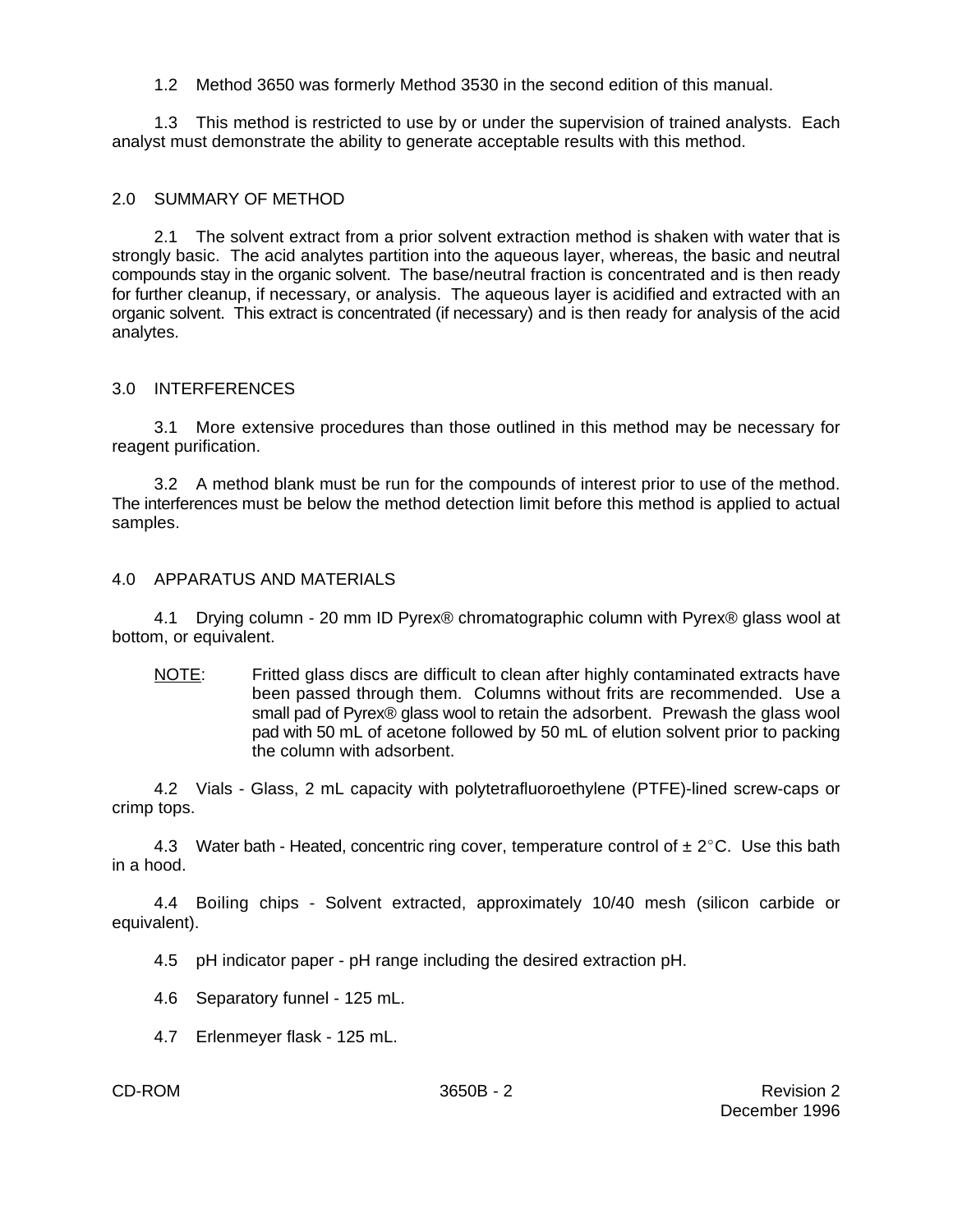1.2 Method 3650 was formerly Method 3530 in the second edition of this manual.

1.3 This method is restricted to use by or under the supervision of trained analysts. Each analyst must demonstrate the ability to generate acceptable results with this method.

## 2.0 SUMMARY OF METHOD

2.1 The solvent extract from a prior solvent extraction method is shaken with water that is strongly basic. The acid analytes partition into the aqueous layer, whereas, the basic and neutral compounds stay in the organic solvent. The base/neutral fraction is concentrated and is then ready for further cleanup, if necessary, or analysis. The aqueous layer is acidified and extracted with an organic solvent. This extract is concentrated (if necessary) and is then ready for analysis of the acid analytes.

## 3.0 INTERFERENCES

3.1 More extensive procedures than those outlined in this method may be necessary for reagent purification.

3.2 A method blank must be run for the compounds of interest prior to use of the method. The interferences must be below the method detection limit before this method is applied to actual samples.

## 4.0 APPARATUS AND MATERIALS

4.1 Drying column - 20 mm ID Pyrex® chromatographic column with Pyrex® glass wool at bottom, or equivalent.

> NOTE: Fritted glass discs are difficult to clean after highly contaminated extracts have been passed through them. Columns without frits are recommended. Use a small pad of Pyrex® glass wool to retain the adsorbent. Prewash the glass wool pad with 50 mL of acetone followed by 50 mL of elution solvent prior to packing the column with adsorbent.

4.2 Vials - Glass, 2 mL capacity with polytetrafluoroethylene (PTFE)-lined screw-caps or crimp tops.

4.3 Water bath - Heated, concentric ring cover, temperature control of ± 2°C. Use this bath in a hood.

4.4 Boiling chips - Solvent extracted, approximately 10/40 mesh (silicon carbide or equivalent).

4.5 pH indicator paper - pH range including the desired extraction pH.

4.6 Separatory funnel - 125 mL.

4.7 Erlenmeyer flask - 125 mL.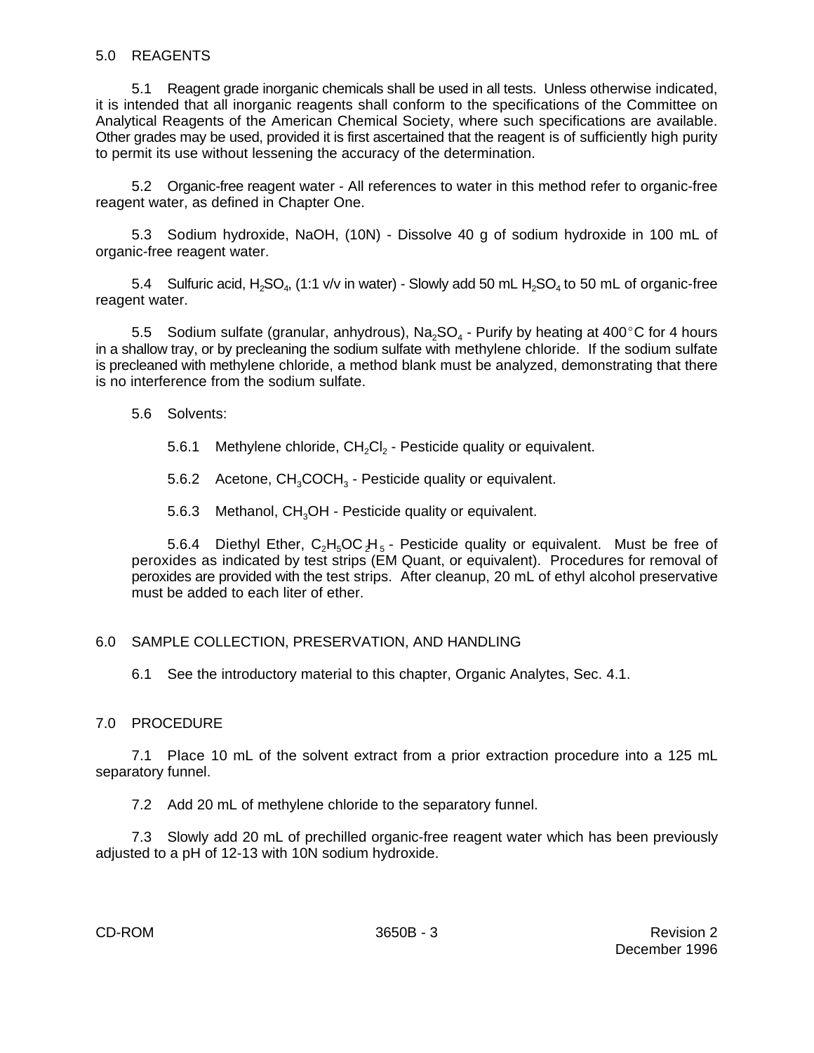## 5.0 REAGENTS

5.1 Reagent grade inorganic chemicals shall be used in all tests. Unless otherwise indicated, it is intended that all inorganic reagents shall conform to the specifications of the Committee on Analytical Reagents of the American Chemical Society, where such specifications are available. Other grades may be used, provided it is first ascertained that the reagent is of sufficiently high purity to permit its use without lessening the accuracy of the determination.

5.2 Organic-free reagent water - All references to water in this method refer to organic-free reagent water, as defined in Chapter One.

5.3 Sodium hydroxide, NaOH, (10N) - Dissolve 40 g of sodium hydroxide in 100 mL of organic-free reagent water.

5.4 Sulfuric acid, $H_2SO_4$, (1:1 v/v in water) - Slowly add 50 mL $H_2SO_4$ to 50 mL of organic-free reagent water.

5.5 Sodium sulfate (granular, anhydrous), $Na_2SO_4$ - Purify by heating at 400°C for 4 hours in a shallow tray, or by precleaning the sodium sulfate with methylene chloride. If the sodium sulfate is precleaned with methylene chloride, a method blank must be analyzed, demonstrating that there is no interference from the sodium sulfate.

5.6 Solvents:

5.6.1 Methylene chloride, $CH_2Cl_2$ - Pesticide quality or equivalent.

5.6.2 Acetone, $CH_3COCH_3$ - Pesticide quality or equivalent.

5.6.3 Methanol, $CH_3OH$ - Pesticide quality or equivalent.

5.6.4 Diethyl Ether, $C_2H_5OC_2H_5$ - Pesticide quality or equivalent. Must be free of peroxides as indicated by test strips (EM Quant, or equivalent). Procedures for removal of peroxides are provided with the test strips. After cleanup, 20 mL of ethyl alcohol preservative must be added to each liter of ether.

## 6.0 SAMPLE COLLECTION, PRESERVATION, AND HANDLING

6.1 See the introductory material to this chapter, Organic Analytes, Sec. 4.1.

## 7.0 PROCEDURE

7.1 Place 10 mL of the solvent extract from a prior extraction procedure into a 125 mL separatory funnel.

7.2 Add 20 mL of methylene chloride to the separatory funnel.

7.3 Slowly add 20 mL of prechilled organic-free reagent water which has been previously adjusted to a pH of 12-13 with 10N sodium hydroxide.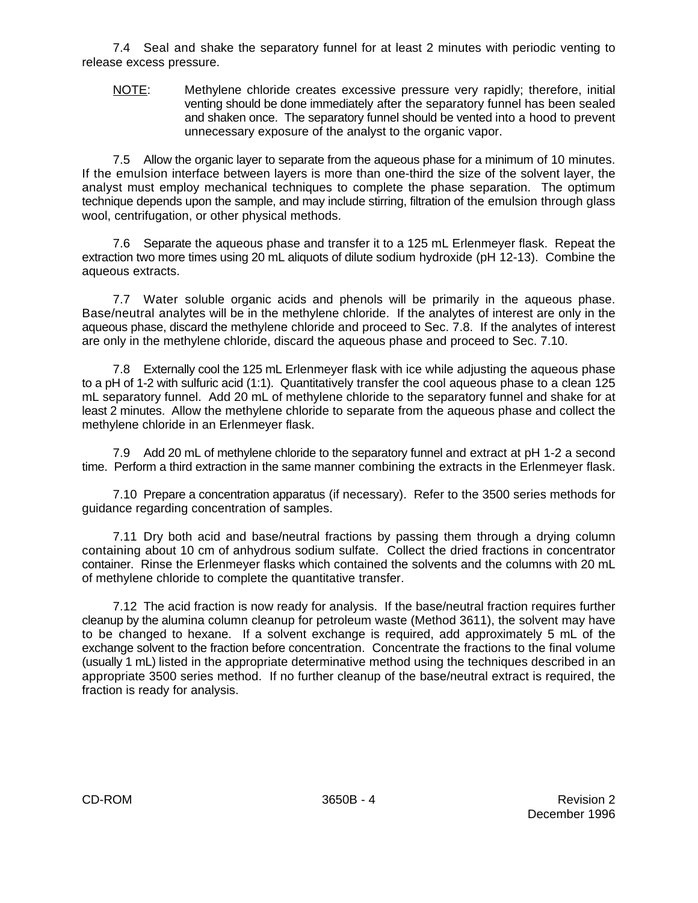7.4 Seal and shake the separatory funnel for at least 2 minutes with periodic venting to release excess pressure.

NOTE: Methylene chloride creates excessive pressure very rapidly; therefore, initial venting should be done immediately after the separatory funnel has been sealed and shaken once. The separatory funnel should be vented into a hood to prevent unnecessary exposure of the analyst to the organic vapor.

7.5 Allow the organic layer to separate from the aqueous phase for a minimum of 10 minutes. If the emulsion interface between layers is more than one-third the size of the solvent layer, the analyst must employ mechanical techniques to complete the phase separation. The optimum technique depends upon the sample, and may include stirring, filtration of the emulsion through glass wool, centrifugation, or other physical methods.

7.6 Separate the aqueous phase and transfer it to a 125 mL Erlenmeyer flask. Repeat the extraction two more times using 20 mL aliquots of dilute sodium hydroxide (pH 12-13). Combine the aqueous extracts.

7.7 Water soluble organic acids and phenols will be primarily in the aqueous phase. Base/neutral analytes will be in the methylene chloride. If the analytes of interest are only in the aqueous phase, discard the methylene chloride and proceed to Sec. 7.8. If the analytes of interest are only in the methylene chloride, discard the aqueous phase and proceed to Sec. 7.10.

7.8 Externally cool the 125 mL Erlenmeyer flask with ice while adjusting the aqueous phase to a pH of 1-2 with sulfuric acid (1:1). Quantitatively transfer the cool aqueous phase to a clean 125 mL separatory funnel. Add 20 mL of methylene chloride to the separatory funnel and shake for at least 2 minutes. Allow the methylene chloride to separate from the aqueous phase and collect the methylene chloride in an Erlenmeyer flask.

7.9 Add 20 mL of methylene chloride to the separatory funnel and extract at pH 1-2 a second time. Perform a third extraction in the same manner combining the extracts in the Erlenmeyer flask.

7.10 Prepare a concentration apparatus (if necessary). Refer to the 3500 series methods for guidance regarding concentration of samples.

7.11 Dry both acid and base/neutral fractions by passing them through a drying column containing about 10 cm of anhydrous sodium sulfate. Collect the dried fractions in concentrator container. Rinse the Erlenmeyer flasks which contained the solvents and the columns with 20 mL of methylene chloride to complete the quantitative transfer.

7.12 The acid fraction is now ready for analysis. If the base/neutral fraction requires further cleanup by the alumina column cleanup for petroleum waste (Method 3611), the solvent may have to be changed to hexane. If a solvent exchange is required, add approximately 5 mL of the exchange solvent to the fraction before concentration. Concentrate the fractions to the final volume (usually 1 mL) listed in the appropriate determinative method using the techniques described in an appropriate 3500 series method. If no further cleanup of the base/neutral extract is required, the fraction is ready for analysis.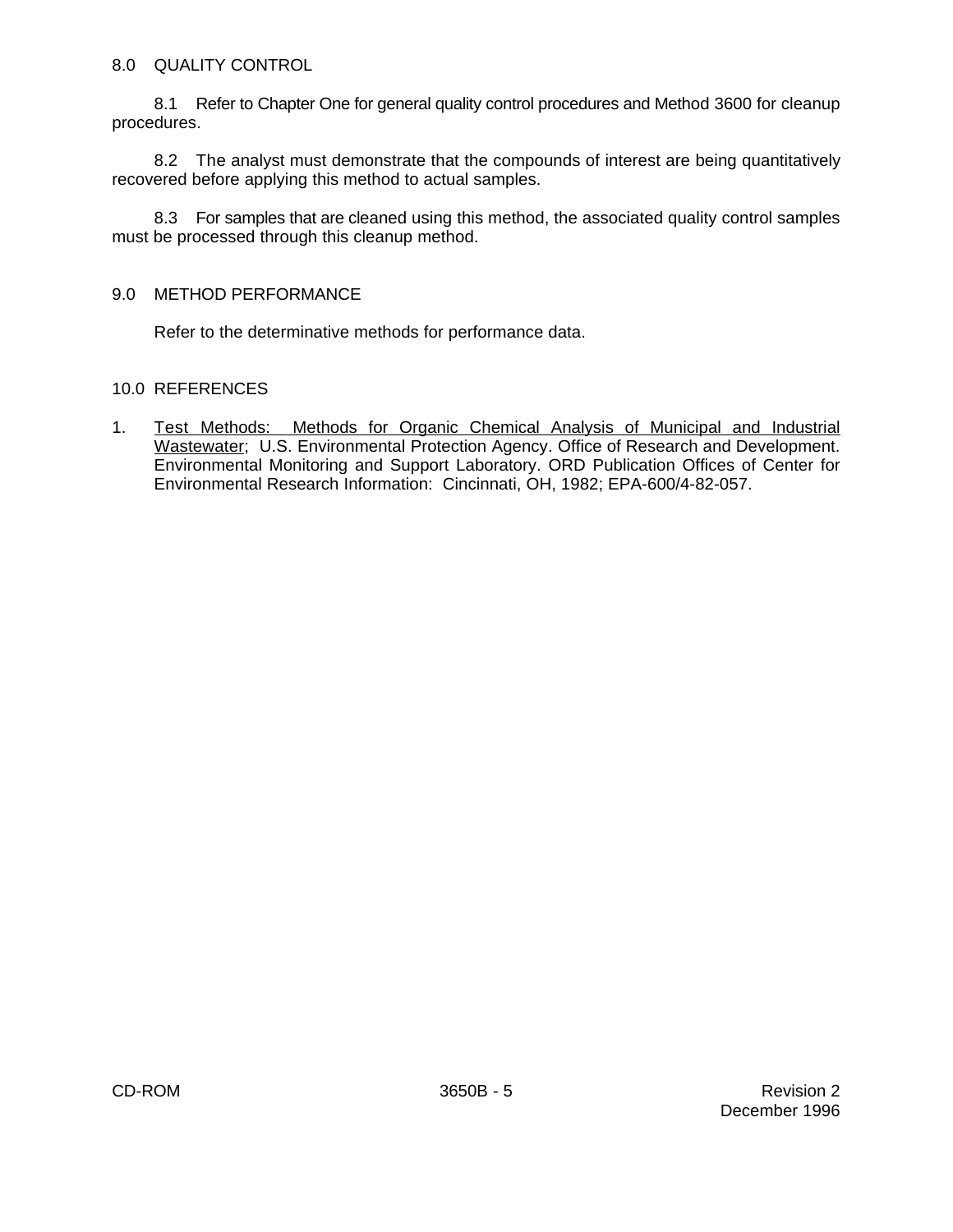## 8.0 QUALITY CONTROL

8.1 Refer to Chapter One for general quality control procedures and Method 3600 for cleanup procedures.

8.2 The analyst must demonstrate that the compounds of interest are being quantitatively recovered before applying this method to actual samples.

8.3 For samples that are cleaned using this method, the associated quality control samples must be processed through this cleanup method.

## 9.0 METHOD PERFORMANCE

Refer to the determinative methods for performance data.

## 10.0 REFERENCES

1. Test Methods: Methods for Organic Chemical Analysis of Municipal and Industrial Wastewater; U.S. Environmental Protection Agency. Office of Research and Development. Environmental Monitoring and Support Laboratory. ORD Publication Offices of Center for Environmental Research Information: Cincinnati, OH, 1982; EPA-600/4-82-057.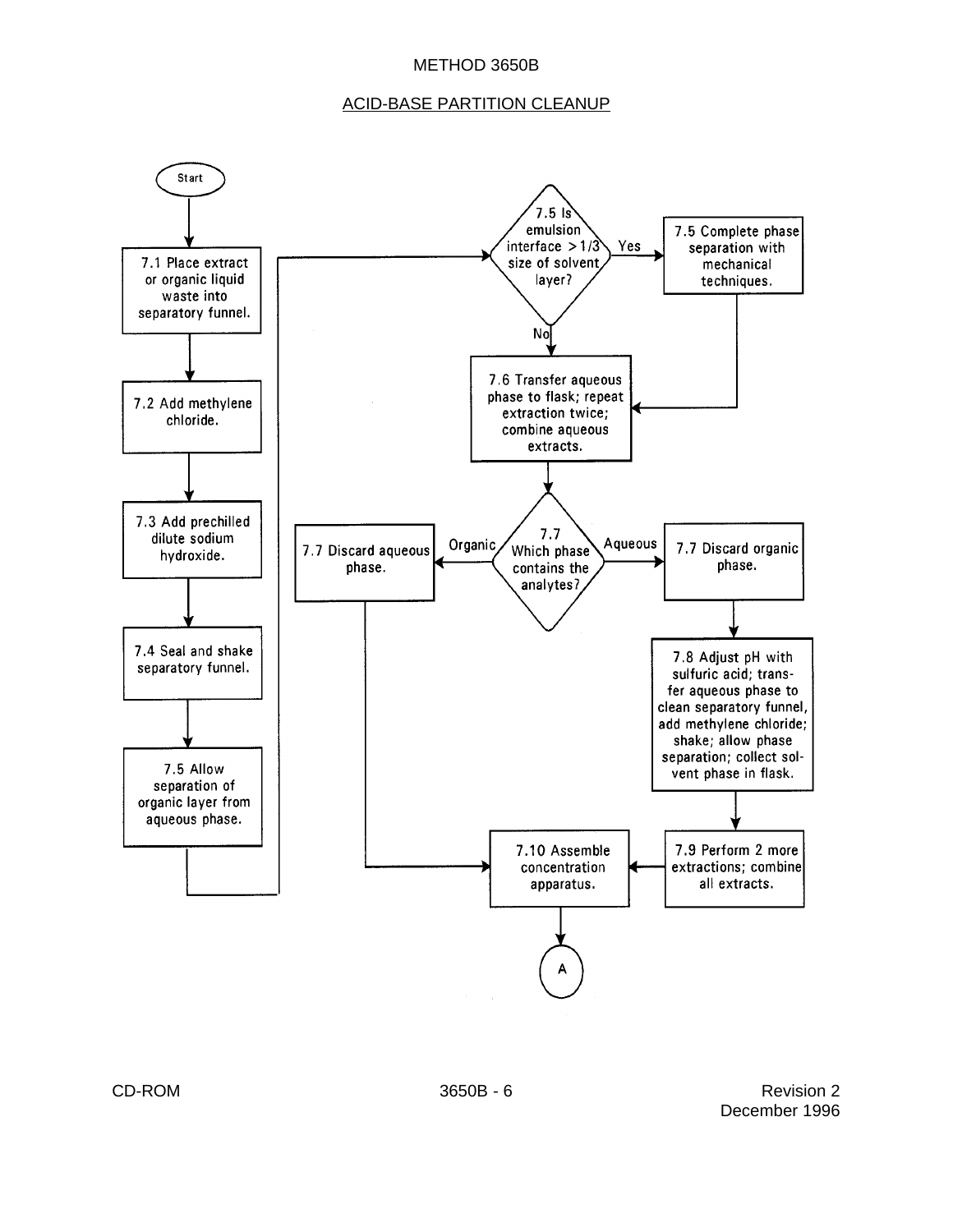# METHOD 3650B

## ACID-BASE PARTITION CLEANUP

Start

7.1 Place extract or organic liquid waste into separatory funnel.

7.2 Add methylene chloride.

7.3 Add prechilled dilute sodium hydroxide.

7.4 Seal and shake separatory funnel.

7.5 Allow separation of organic layer from aqueous phase.

7.5 Is emulsion interface > 1/3 size of solvent layer?

Yes → 7.5 Complete phase separation with mechanical techniques.

No → 7.6 Transfer aqueous phase to flask; repeat extraction twice; combine aqueous extracts.

7.7 Which phase contains the analytes?

Organic → 7.7 Discard aqueous phase.

Aqueous → 7.7 Discard organic phase.

7.8 Adjust pH with sulfuric acid; transfer aqueous phase to clean separatory funnel, add methylene chloride; shake; allow phase separation; collect solvent phase in flask.

7.9 Perform 2 more extractions; combine all extracts.

7.10 Assemble concentration apparatus.

A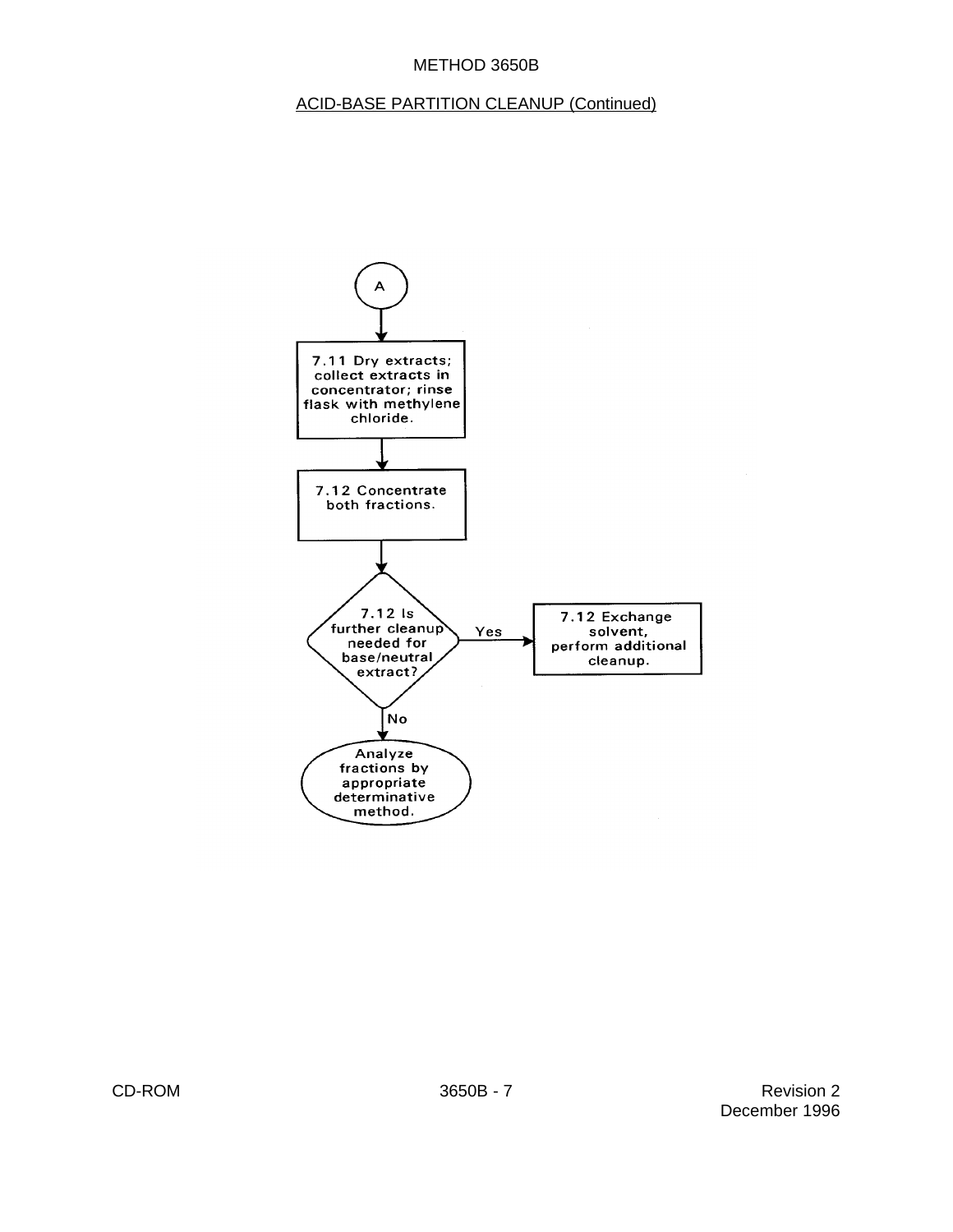# METHOD 3650B

## ACID-BASE PARTITION CLEANUP (Continued)

A

7.11 Dry extracts; collect extracts in concentrator; rinse flask with methylene chloride.

7.12 Concentrate both fractions.

7.12 Is further cleanup needed for base/neutral extract?

Yes

7.12 Exchange solvent, perform additional cleanup.

No

Analyze fractions by appropriate determinative method.